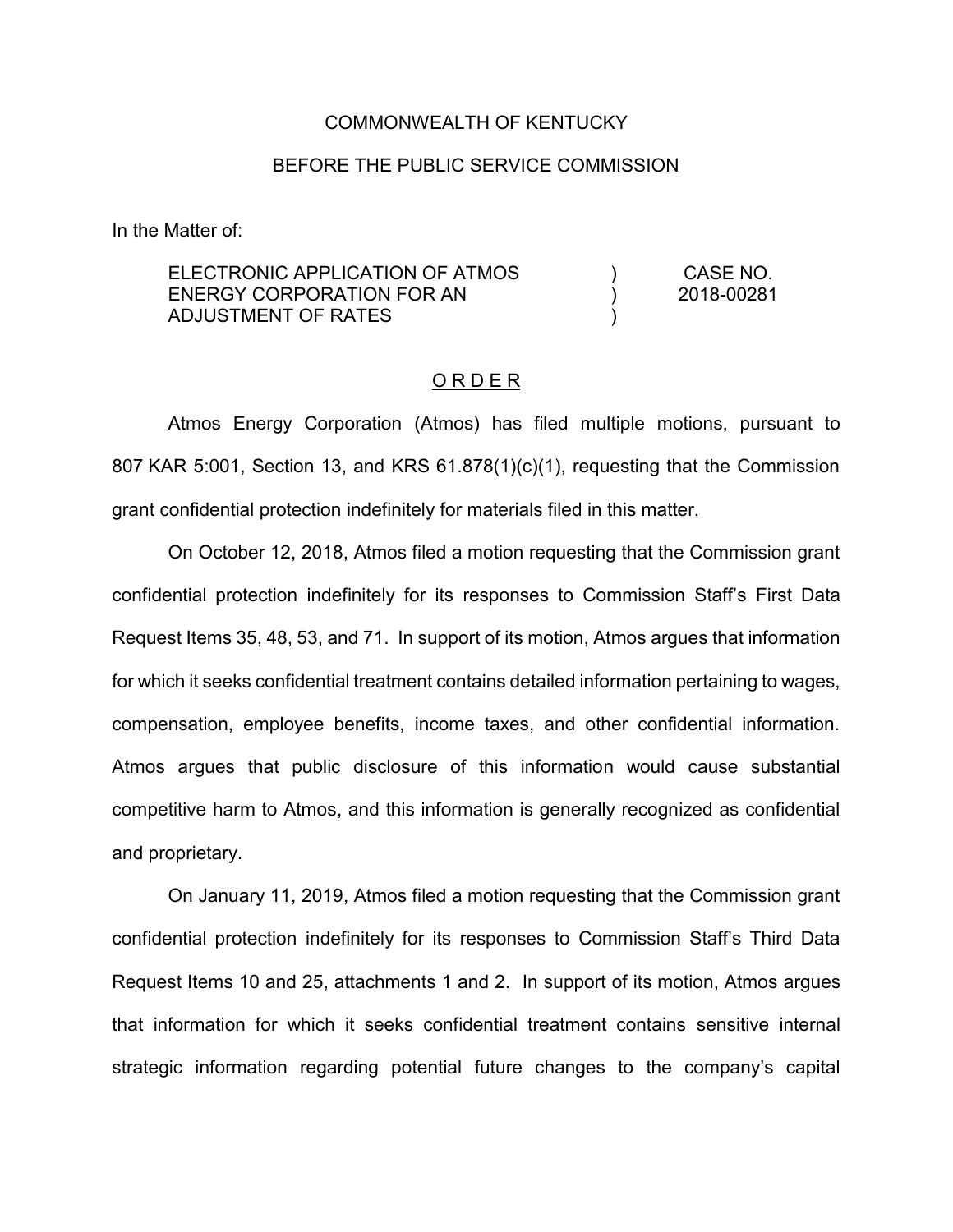COMMONWEALTH OF KENTUCKY

BEFORE THE PUBLIC SERVICE COMMISSION

In the Matter of:

| | | |
|---|---|---|
| ELECTRONIC APPLICATION OF ATMOS ENERGY CORPORATION FOR AN ADJUSTMENT OF RATES | ) ) ) | CASE NO. 2018-00281 |

<u>O R D E R</u>

Atmos Energy Corporation (Atmos) has filed multiple motions, pursuant to 807 KAR 5:001, Section 13, and KRS 61.878(1)(c)(1), requesting that the Commission grant confidential protection indefinitely for materials filed in this matter.

On October 12, 2018, Atmos filed a motion requesting that the Commission grant confidential protection indefinitely for its responses to Commission Staff's First Data Request Items 35, 48, 53, and 71. In support of its motion, Atmos argues that information for which it seeks confidential treatment contains detailed information pertaining to wages, compensation, employee benefits, income taxes, and other confidential information. Atmos argues that public disclosure of this information would cause substantial competitive harm to Atmos, and this information is generally recognized as confidential and proprietary.

On January 11, 2019, Atmos filed a motion requesting that the Commission grant confidential protection indefinitely for its responses to Commission Staff's Third Data Request Items 10 and 25, attachments 1 and 2. In support of its motion, Atmos argues that information for which it seeks confidential treatment contains sensitive internal strategic information regarding potential future changes to the company's capital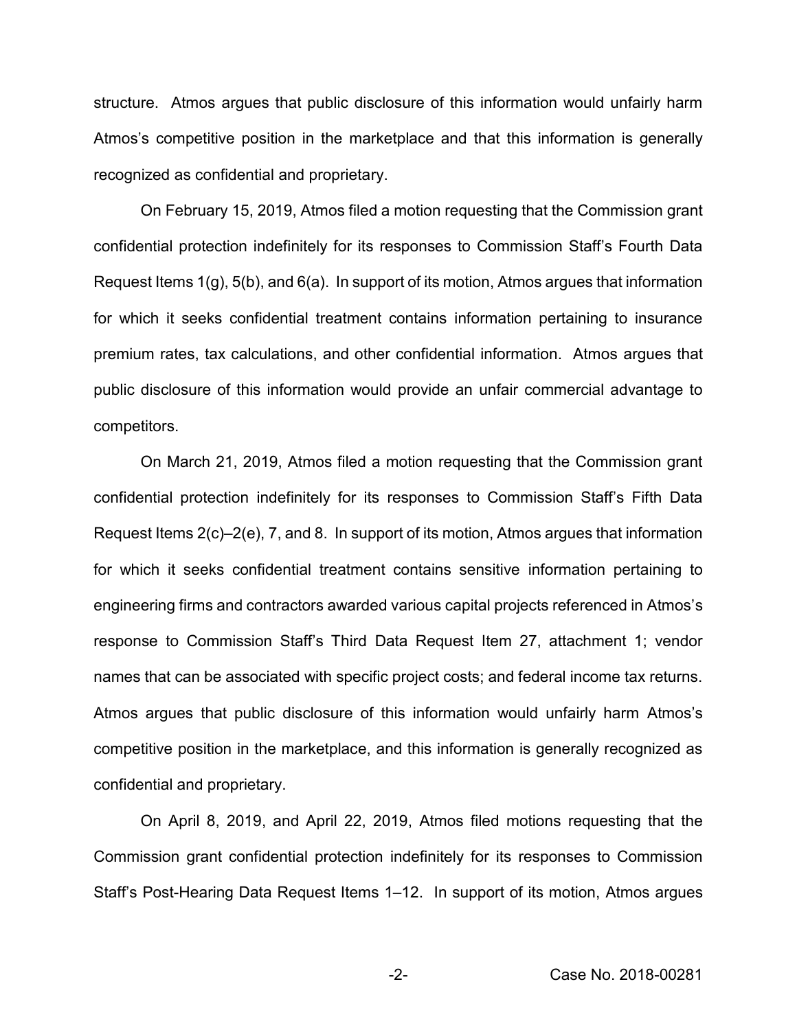structure. Atmos argues that public disclosure of this information would unfairly harm Atmos's competitive position in the marketplace and that this information is generally recognized as confidential and proprietary.

On February 15, 2019, Atmos filed a motion requesting that the Commission grant confidential protection indefinitely for its responses to Commission Staff's Fourth Data Request Items 1(g), 5(b), and 6(a). In support of its motion, Atmos argues that information for which it seeks confidential treatment contains information pertaining to insurance premium rates, tax calculations, and other confidential information. Atmos argues that public disclosure of this information would provide an unfair commercial advantage to competitors.

On March 21, 2019, Atmos filed a motion requesting that the Commission grant confidential protection indefinitely for its responses to Commission Staff's Fifth Data Request Items 2(c)–2(e), 7, and 8. In support of its motion, Atmos argues that information for which it seeks confidential treatment contains sensitive information pertaining to engineering firms and contractors awarded various capital projects referenced in Atmos's response to Commission Staff's Third Data Request Item 27, attachment 1; vendor names that can be associated with specific project costs; and federal income tax returns. Atmos argues that public disclosure of this information would unfairly harm Atmos's competitive position in the marketplace, and this information is generally recognized as confidential and proprietary.

On April 8, 2019, and April 22, 2019, Atmos filed motions requesting that the Commission grant confidential protection indefinitely for its responses to Commission Staff's Post-Hearing Data Request Items 1–12. In support of its motion, Atmos argues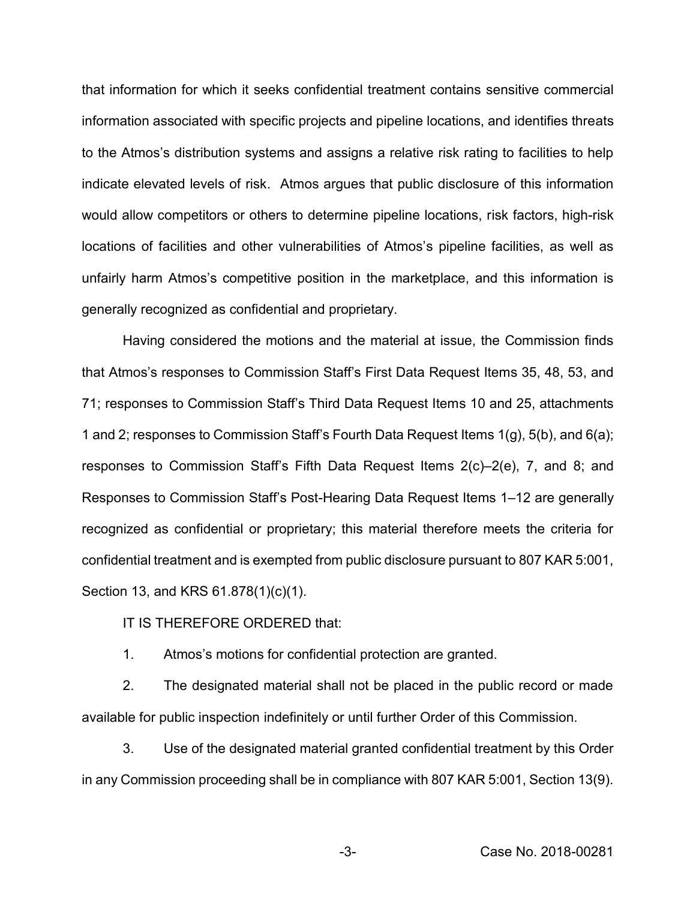that information for which it seeks confidential treatment contains sensitive commercial information associated with specific projects and pipeline locations, and identifies threats to the Atmos's distribution systems and assigns a relative risk rating to facilities to help indicate elevated levels of risk. Atmos argues that public disclosure of this information would allow competitors or others to determine pipeline locations, risk factors, high-risk locations of facilities and other vulnerabilities of Atmos's pipeline facilities, as well as unfairly harm Atmos's competitive position in the marketplace, and this information is generally recognized as confidential and proprietary.

Having considered the motions and the material at issue, the Commission finds that Atmos's responses to Commission Staff's First Data Request Items 35, 48, 53, and 71; responses to Commission Staff's Third Data Request Items 10 and 25, attachments 1 and 2; responses to Commission Staff's Fourth Data Request Items 1(g), 5(b), and 6(a); responses to Commission Staff's Fifth Data Request Items 2(c)–2(e), 7, and 8; and Responses to Commission Staff's Post-Hearing Data Request Items 1–12 are generally recognized as confidential or proprietary; this material therefore meets the criteria for confidential treatment and is exempted from public disclosure pursuant to 807 KAR 5:001, Section 13, and KRS 61.878(1)(c)(1).

IT IS THEREFORE ORDERED that:

1. Atmos's motions for confidential protection are granted.

2. The designated material shall not be placed in the public record or made available for public inspection indefinitely or until further Order of this Commission.

3. Use of the designated material granted confidential treatment by this Order in any Commission proceeding shall be in compliance with 807 KAR 5:001, Section 13(9).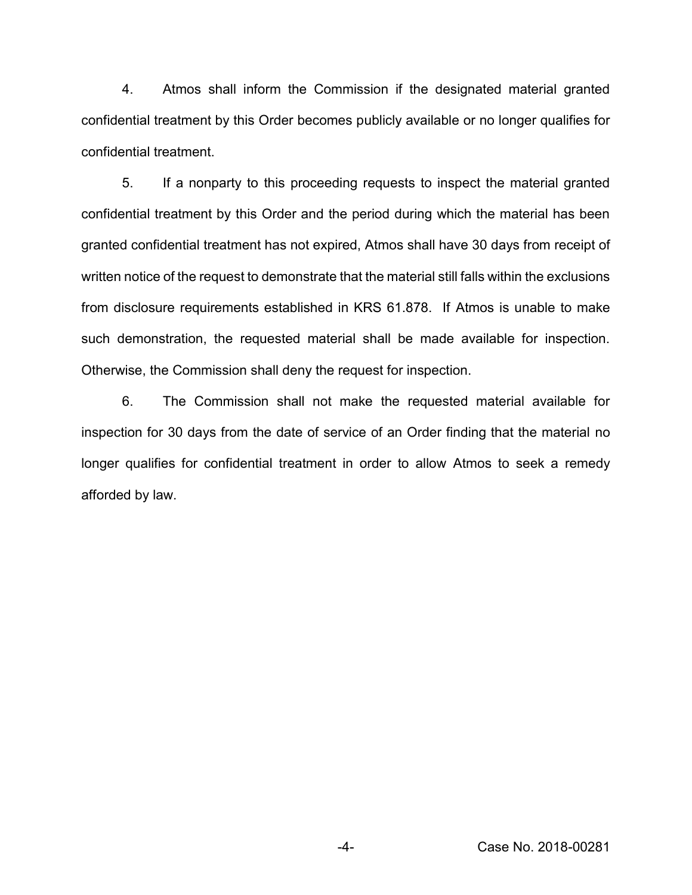4. Atmos shall inform the Commission if the designated material granted confidential treatment by this Order becomes publicly available or no longer qualifies for confidential treatment.

5. If a nonparty to this proceeding requests to inspect the material granted confidential treatment by this Order and the period during which the material has been granted confidential treatment has not expired, Atmos shall have 30 days from receipt of written notice of the request to demonstrate that the material still falls within the exclusions from disclosure requirements established in KRS 61.878. If Atmos is unable to make such demonstration, the requested material shall be made available for inspection. Otherwise, the Commission shall deny the request for inspection.

6. The Commission shall not make the requested material available for inspection for 30 days from the date of service of an Order finding that the material no longer qualifies for confidential treatment in order to allow Atmos to seek a remedy afforded by law.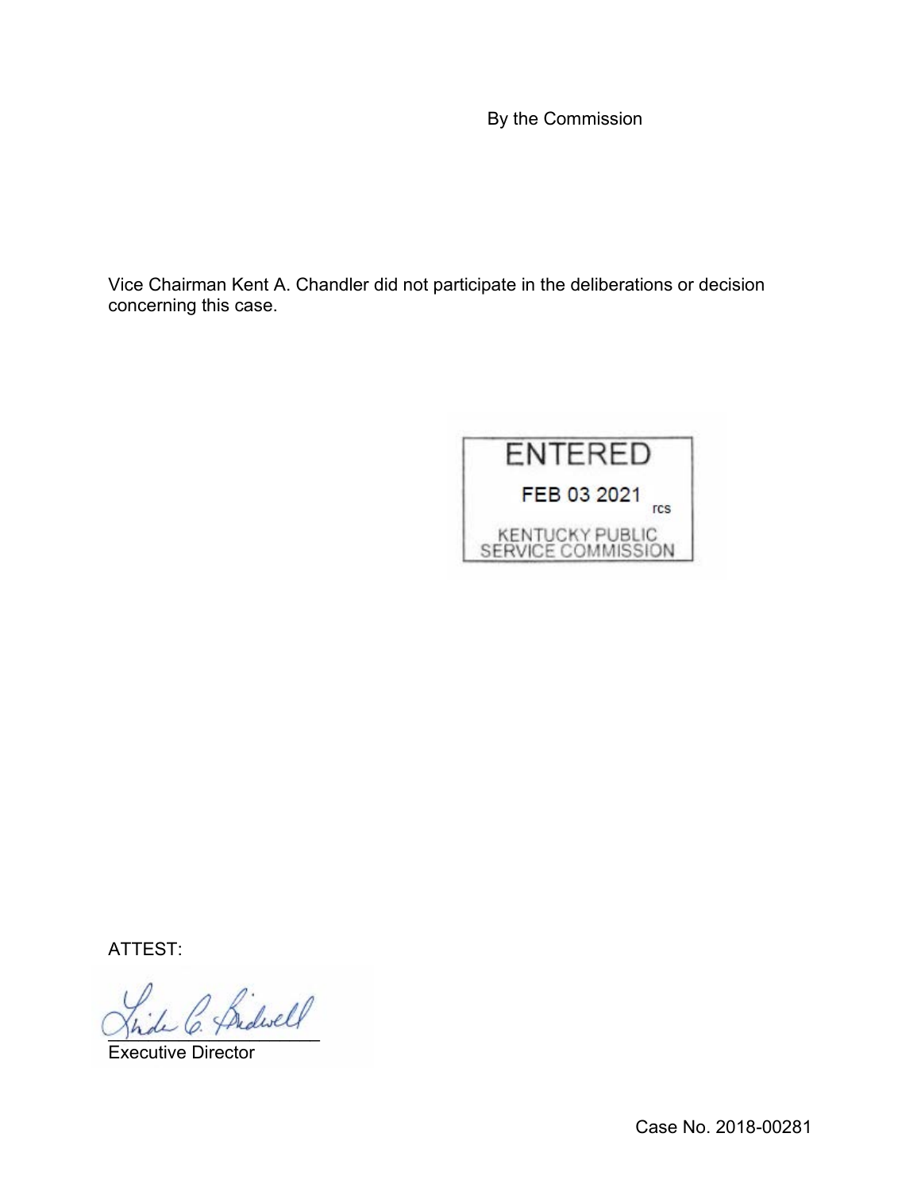By the Commission

Vice Chairman Kent A. Chandler did not participate in the deliberations or decision concerning this case.

ENTERED

FEB 03 2021 rcs

KENTUCKY PUBLIC SERVICE COMMISSION

ATTEST:

Executive Director

Case No. 2018-00281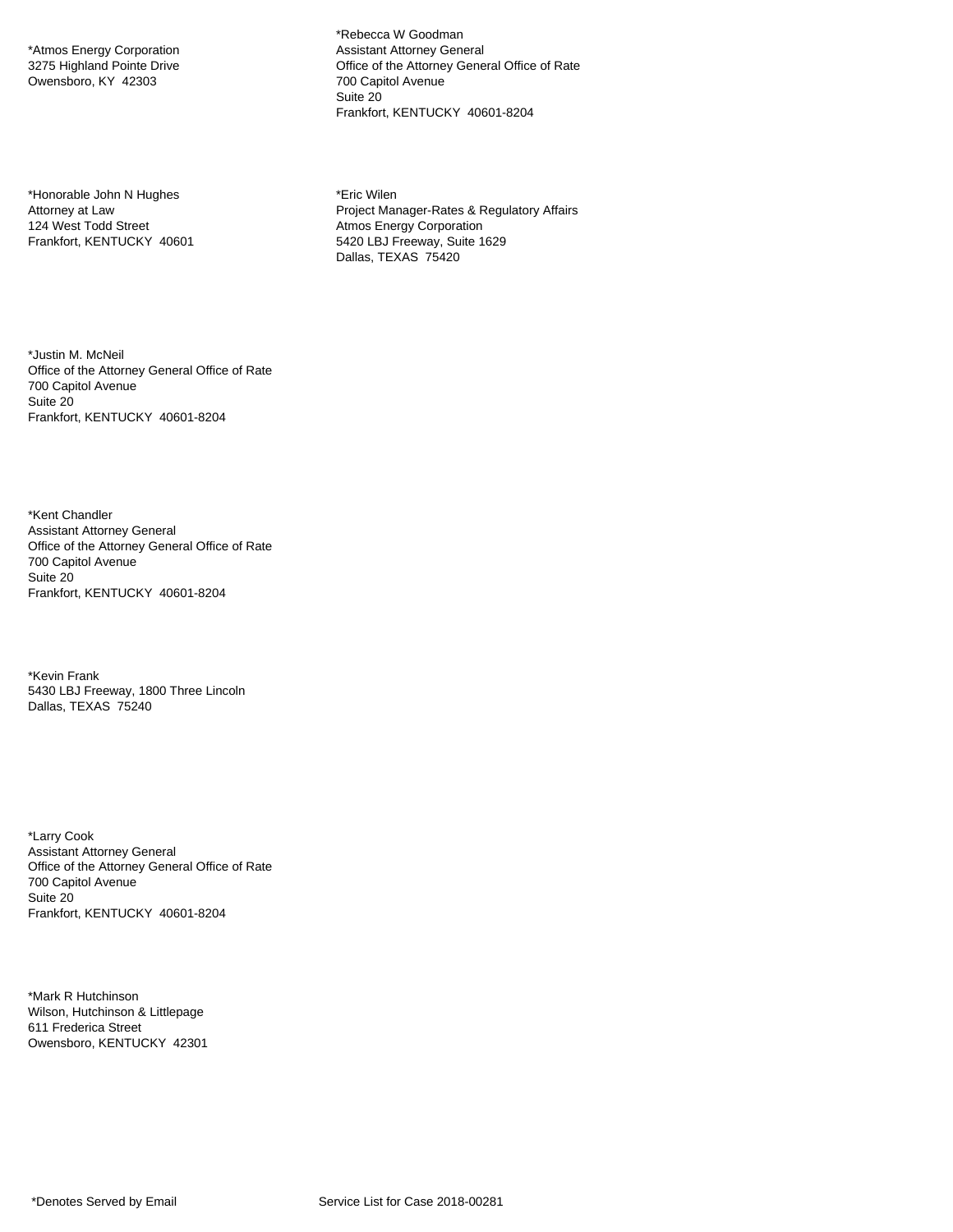*Atmos Energy Corporation
3275 Highland Pointe Drive
Owensboro, KY  42303

*Rebecca W Goodman
Assistant Attorney General
Office of the Attorney General Office of Rate
700 Capitol Avenue
Suite 20
Frankfort, KENTUCKY  40601-8204

*Honorable John N Hughes
Attorney at Law
124 West Todd Street
Frankfort, KENTUCKY  40601

*Eric Wilen
Project Manager-Rates & Regulatory Affairs
Atmos Energy Corporation
5420 LBJ Freeway, Suite 1629
Dallas, TEXAS  75420

*Justin M. McNeil
Office of the Attorney General Office of Rate
700 Capitol Avenue
Suite 20
Frankfort, KENTUCKY  40601-8204

*Kent Chandler
Assistant Attorney General
Office of the Attorney General Office of Rate
700 Capitol Avenue
Suite 20
Frankfort, KENTUCKY  40601-8204

*Kevin Frank
5430 LBJ Freeway, 1800 Three Lincoln
Dallas, TEXAS  75240

*Larry Cook
Assistant Attorney General
Office of the Attorney General Office of Rate
700 Capitol Avenue
Suite 20
Frankfort, KENTUCKY  40601-8204

*Mark R Hutchinson
Wilson, Hutchinson & Littlepage
611 Frederica Street
Owensboro, KENTUCKY  42301

*Denotes Served by Email

Service List for Case 2018-00281